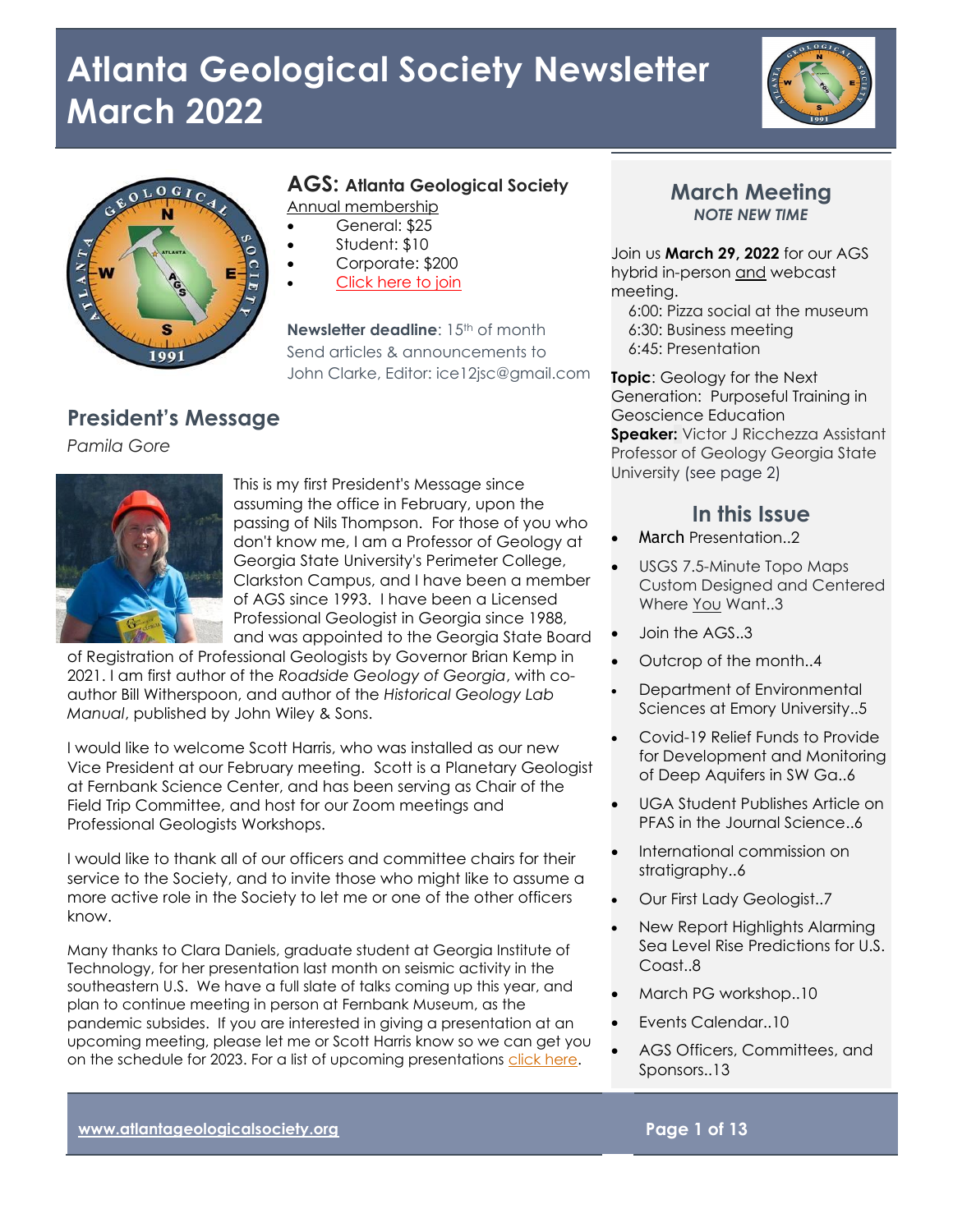# Atlanta Geological Society Newsletter March 2022

## AGS: Atlanta Geological Society

Annual membership

- General: $25
- Student: $10
- Corporate: $200
- Click here to join

**Newsletter deadline**: 15th of month
Send articles & announcements to John Clarke, Editor: ice12jsc@gmail.com

## President's Message

*Pamila Gore*

This is my first President's Message since assuming the office in February, upon the passing of Nils Thompson. For those of you who don't know me, I am a Professor of Geology at Georgia State University's Perimeter College, Clarkston Campus, and I have been a member of AGS since 1993. I have been a Licensed Professional Geologist in Georgia since 1988, and was appointed to the Georgia State Board of Registration of Professional Geologists by Governor Brian Kemp in 2021. I am first author of the *Roadside Geology of Georgia*, with co-author Bill Witherspoon, and author of the *Historical Geology Lab Manual*, published by John Wiley & Sons.

I would like to welcome Scott Harris, who was installed as our new Vice President at our February meeting. Scott is a Planetary Geologist at Fernbank Science Center, and has been serving as Chair of the Field Trip Committee, and host for our Zoom meetings and Professional Geologists Workshops.

I would like to thank all of our officers and committee chairs for their service to the Society, and to invite those who might like to assume a more active role in the Society to let me or one of the other officers know.

Many thanks to Clara Daniels, graduate student at Georgia Institute of Technology, for her presentation last month on seismic activity in the southeastern U.S. We have a full slate of talks coming up this year, and plan to continue meeting in person at Fernbank Museum, as the pandemic subsides. If you are interested in giving a presentation at an upcoming meeting, please let me or Scott Harris know so we can get you on the schedule for 2023. For a list of upcoming presentations click here.

## March Meeting

***NOTE NEW TIME***

Join us **March 29, 2022** for our AGS hybrid in-person and webcast meeting.

6:00: Pizza social at the museum
6:30: Business meeting
6:45: Presentation

**Topic**: Geology for the Next Generation: Purposeful Training in Geoscience Education
**Speaker:** Victor J Ricchezza Assistant Professor of Geology Georgia State University (see page 2)

## In this Issue

- March Presentation..2
- USGS 7.5-Minute Topo Maps Custom Designed and Centered Where You Want..3
- Join the AGS..3
- Outcrop of the month..4
- Department of Environmental Sciences at Emory University..5
- Covid-19 Relief Funds to Provide for Development and Monitoring of Deep Aquifers in SW Ga..6
- UGA Student Publishes Article on PFAS in the Journal Science..6
- International commission on stratigraphy..6
- Our First Lady Geologist..7
- New Report Highlights Alarming Sea Level Rise Predictions for U.S. Coast..8
- March PG workshop..10
- Events Calendar..10
- AGS Officers, Committees, and Sponsors..13

www.atlantageologicalsociety.org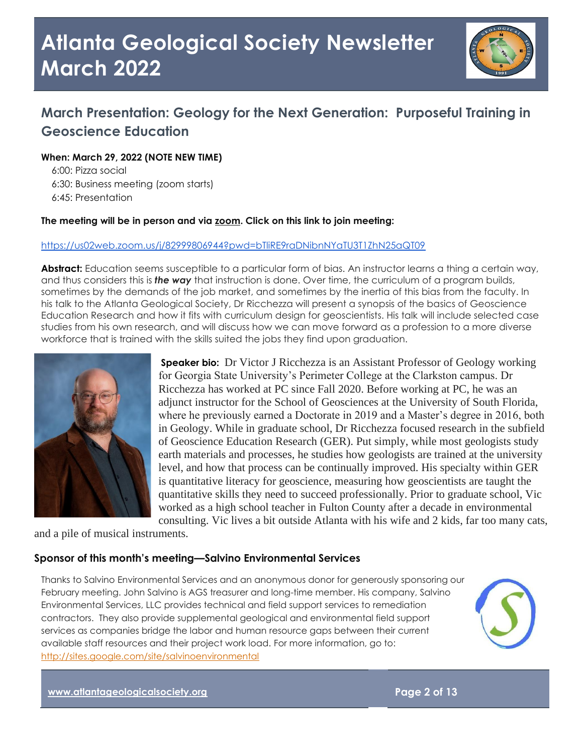# Atlanta Geological Society Newsletter March 2022

## March Presentation: Geology for the Next Generation: Purposeful Training in Geoscience Education

**When: March 29, 2022 (NOTE NEW TIME)**

6:00: Pizza social
6:30: Business meeting (zoom starts)
6:45: Presentation

**The meeting will be in person and via zoom. Click on this link to join meeting:**

https://us02web.zoom.us/j/82999806944?pwd=bTliRE9raDNibnNYaTU3T1ZhN25aQT09

**Abstract:** Education seems susceptible to a particular form of bias. An instructor learns a thing a certain way, and thus considers this is ***the way*** that instruction is done. Over time, the curriculum of a program builds, sometimes by the demands of the job market, and sometimes by the inertia of this bias from the faculty. In his talk to the Atlanta Geological Society, Dr Ricchezza will present a synopsis of the basics of Geoscience Education Research and how it fits with curriculum design for geoscientists. His talk will include selected case studies from his own research, and will discuss how we can move forward as a profession to a more diverse workforce that is trained with the skills suited the jobs they find upon graduation.

**Speaker bio:** Dr Victor J Ricchezza is an Assistant Professor of Geology working for Georgia State University's Perimeter College at the Clarkston campus. Dr Ricchezza has worked at PC since Fall 2020. Before working at PC, he was an adjunct instructor for the School of Geosciences at the University of South Florida, where he previously earned a Doctorate in 2019 and a Master's degree in 2016, both in Geology. While in graduate school, Dr Ricchezza focused research in the subfield of Geoscience Education Research (GER). Put simply, while most geologists study earth materials and processes, he studies how geologists are trained at the university level, and how that process can be continually improved. His specialty within GER is quantitative literacy for geoscience, measuring how geoscientists are taught the quantitative skills they need to succeed professionally. Prior to graduate school, Vic worked as a high school teacher in Fulton County after a decade in environmental consulting. Vic lives a bit outside Atlanta with his wife and 2 kids, far too many cats, and a pile of musical instruments.

### Sponsor of this month's meeting—Salvino Environmental Services

Thanks to Salvino Environmental Services and an anonymous donor for generously sponsoring our February meeting. John Salvino is AGS treasurer and long-time member. His company, Salvino Environmental Services, LLC provides technical and field support services to remediation contractors. They also provide supplemental geological and environmental field support services as companies bridge the labor and human resource gaps between their current available staff resources and their project work load. For more information, go to: http://sites.google.com/site/salvinoenvironmental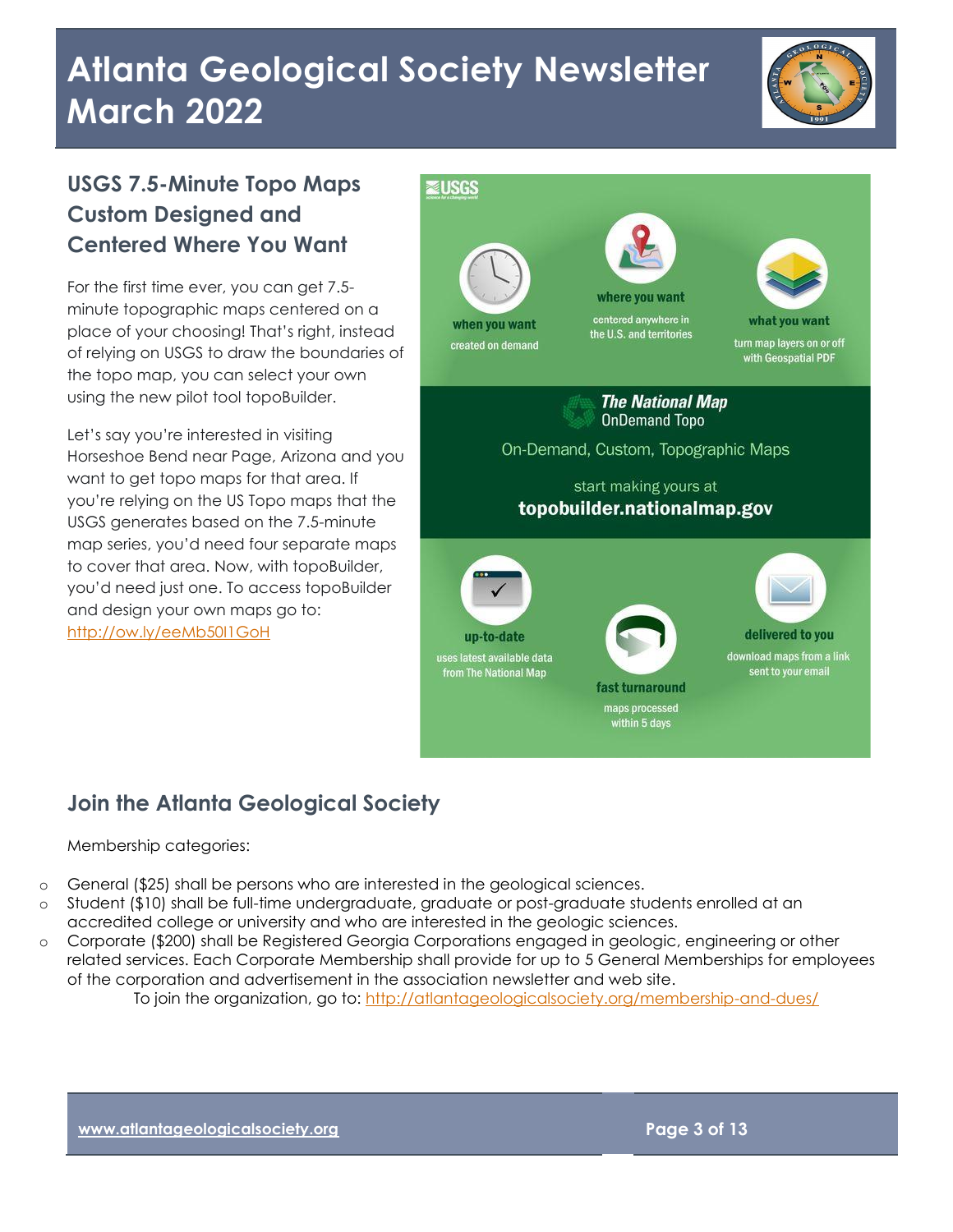## USGS 7.5-Minute Topo Maps Custom Designed and Centered Where You Want

For the first time ever, you can get 7.5-minute topographic maps centered on a place of your choosing! That's right, instead of relying on USGS to draw the boundaries of the topo map, you can select your own using the new pilot tool topoBuilder.

Let's say you're interested in visiting Horseshoe Bend near Page, Arizona and you want to get topo maps for that area. If you're relying on the US Topo maps that the USGS generates based on the 7.5-minute map series, you'd need four separate maps to cover that area. Now, with topoBuilder, you'd need just one. To access topoBuilder and design your own maps go to: http://ow.ly/eeMb50I1GoH

USGS

**when you want** – created on demand

**where you want** – centered anywhere in the U.S. and territories

**what you want** – turn map layers on or off with Geospatial PDF

***The National Map*** OnDemand Topo

On-Demand, Custom, Topographic Maps

start making yours at **topobuilder.nationalmap.gov**

**up-to-date** – uses latest available data from The National Map

**fast turnaround** – maps processed within 5 days

**delivered to you** – download maps from a link sent to your email

## Join the Atlanta Geological Society

Membership categories:

- General ($25) shall be persons who are interested in the geological sciences.
- Student ($10) shall be full-time undergraduate, graduate or post-graduate students enrolled at an accredited college or university and who are interested in the geologic sciences.
- Corporate ($200) shall be Registered Georgia Corporations engaged in geologic, engineering or other related services. Each Corporate Membership shall provide for up to 5 General Memberships for employees of the corporation and advertisement in the association newsletter and web site.

To join the organization, go to: http://atlantageologicalsociety.org/membership-and-dues/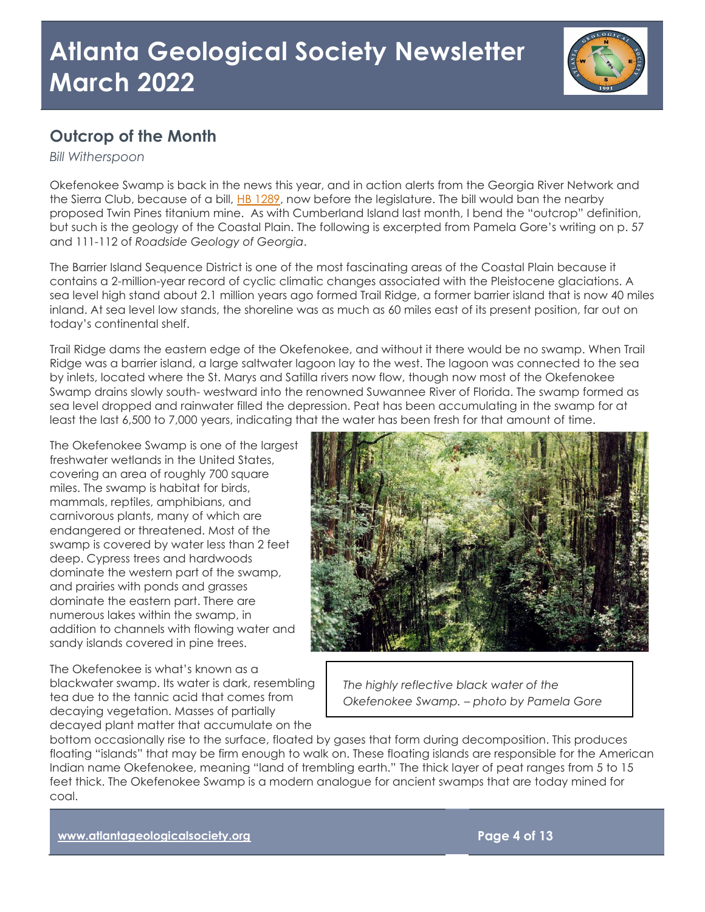# Atlanta Geological Society Newsletter March 2022

## Outcrop of the Month

*Bill Witherspoon*

Okefenokee Swamp is back in the news this year, and in action alerts from the Georgia River Network and the Sierra Club, because of a bill, HB 1289, now before the legislature. The bill would ban the nearby proposed Twin Pines titanium mine. As with Cumberland Island last month, I bend the "outcrop" definition, but such is the geology of the Coastal Plain. The following is excerpted from Pamela Gore's writing on p. 57 and 111-112 of *Roadside Geology of Georgia*.

The Barrier Island Sequence District is one of the most fascinating areas of the Coastal Plain because it contains a 2-million-year record of cyclic climatic changes associated with the Pleistocene glaciations. A sea level high stand about 2.1 million years ago formed Trail Ridge, a former barrier island that is now 40 miles inland. At sea level low stands, the shoreline was as much as 60 miles east of its present position, far out on today's continental shelf.

Trail Ridge dams the eastern edge of the Okefenokee, and without it there would be no swamp. When Trail Ridge was a barrier island, a large saltwater lagoon lay to the west. The lagoon was connected to the sea by inlets, located where the St. Marys and Satilla rivers now flow, though now most of the Okefenokee Swamp drains slowly south- westward into the renowned Suwannee River of Florida. The swamp formed as sea level dropped and rainwater filled the depression. Peat has been accumulating in the swamp for at least the last 6,500 to 7,000 years, indicating that the water has been fresh for that amount of time.

The Okefenokee Swamp is one of the largest freshwater wetlands in the United States, covering an area of roughly 700 square miles. The swamp is habitat for birds, mammals, reptiles, amphibians, and carnivorous plants, many of which are endangered or threatened. Most of the swamp is covered by water less than 2 feet deep. Cypress trees and hardwoods dominate the western part of the swamp, and prairies with ponds and grasses dominate the eastern part. There are numerous lakes within the swamp, in addition to channels with flowing water and sandy islands covered in pine trees.

*The highly reflective black water of the Okefenokee Swamp. – photo by Pamela Gore*

The Okefenokee is what's known as a blackwater swamp. Its water is dark, resembling tea due to the tannic acid that comes from decaying vegetation. Masses of partially decayed plant matter that accumulate on the bottom occasionally rise to the surface, floated by gases that form during decomposition. This produces floating "islands" that may be firm enough to walk on. These floating islands are responsible for the American Indian name Okefenokee, meaning "land of trembling earth." The thick layer of peat ranges from 5 to 15 feet thick. The Okefenokee Swamp is a modern analogue for ancient swamps that are today mined for coal.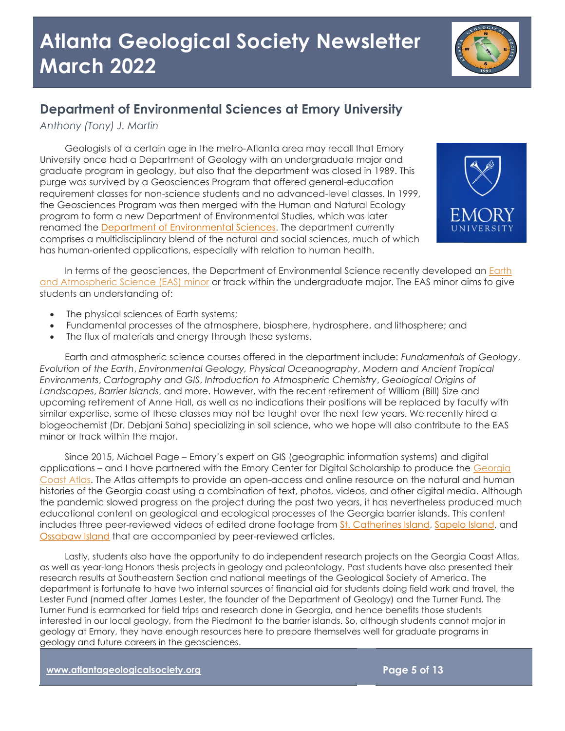# Atlanta Geological Society Newsletter March 2022

## Department of Environmental Sciences at Emory University

*Anthony (Tony) J. Martin*

Geologists of a certain age in the metro-Atlanta area may recall that Emory University once had a Department of Geology with an undergraduate major and graduate program in geology, but also that the department was closed in 1989. This purge was survived by a Geosciences Program that offered general-education requirement classes for non-science students and no advanced-level classes. In 1999, the Geosciences Program was then merged with the Human and Natural Ecology program to form a new Department of Environmental Studies, which was later renamed the Department of Environmental Sciences. The department currently comprises a multidisciplinary blend of the natural and social sciences, much of which has human-oriented applications, especially with relation to human health.

In terms of the geosciences, the Department of Environmental Science recently developed an Earth and Atmospheric Science (EAS) minor or track within the undergraduate major. The EAS minor aims to give students an understanding of:

- The physical sciences of Earth systems;
- Fundamental processes of the atmosphere, biosphere, hydrosphere, and lithosphere; and
- The flux of materials and energy through these systems.

Earth and atmospheric science courses offered in the department include: *Fundamentals of Geology*, *Evolution of the Earth*, *Environmental Geology, Physical Oceanography*, *Modern and Ancient Tropical Environments*, *Cartography and GIS*, *Introduction to Atmospheric Chemistry*, *Geological Origins of Landscapes*, *Barrier Islands*, and more. However, with the recent retirement of William (Bill) Size and upcoming retirement of Anne Hall, as well as no indications their positions will be replaced by faculty with similar expertise, some of these classes may not be taught over the next few years. We recently hired a biogeochemist (Dr. Debjani Saha) specializing in soil science, who we hope will also contribute to the EAS minor or track within the major.

Since 2015, Michael Page – Emory's expert on GIS (geographic information systems) and digital applications – and I have partnered with the Emory Center for Digital Scholarship to produce the Georgia Coast Atlas. The Atlas attempts to provide an open-access and online resource on the natural and human histories of the Georgia coast using a combination of text, photos, videos, and other digital media. Although the pandemic slowed progress on the project during the past two years, it has nevertheless produced much educational content on geological and ecological processes of the Georgia barrier islands. This content includes three peer-reviewed videos of edited drone footage from St. Catherines Island, Sapelo Island, and Ossabaw Island that are accompanied by peer-reviewed articles.

Lastly, students also have the opportunity to do independent research projects on the Georgia Coast Atlas, as well as year-long Honors thesis projects in geology and paleontology. Past students have also presented their research results at Southeastern Section and national meetings of the Geological Society of America. The department is fortunate to have two internal sources of financial aid for students doing field work and travel, the Lester Fund (named after James Lester, the founder of the Department of Geology) and the Turner Fund. The Turner Fund is earmarked for field trips and research done in Georgia, and hence benefits those students interested in our local geology, from the Piedmont to the barrier islands. So, although students cannot major in geology at Emory, they have enough resources here to prepare themselves well for graduate programs in geology and future careers in the geosciences.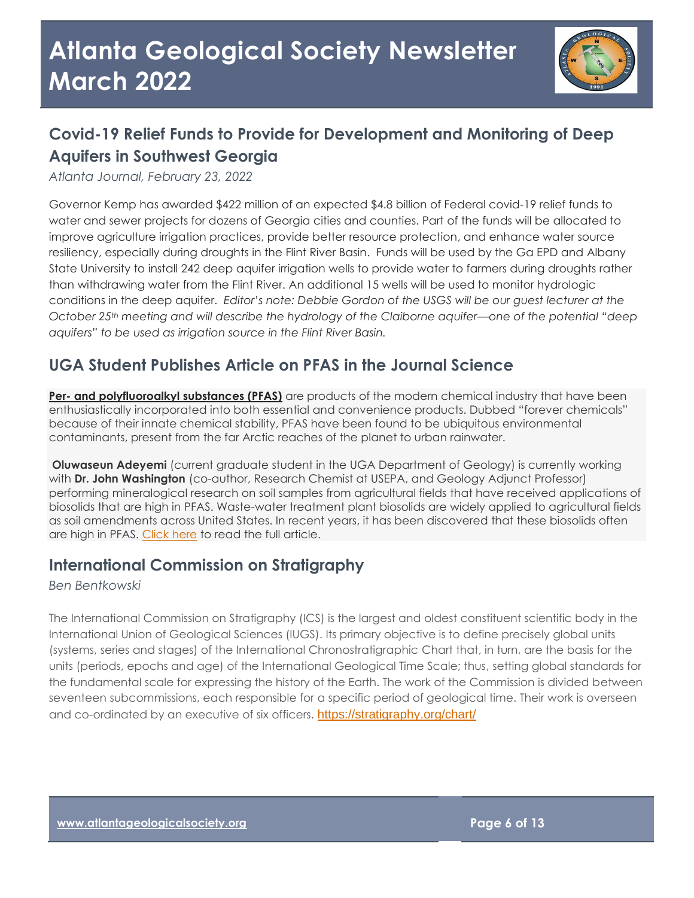# Atlanta Geological Society Newsletter March 2022

## Covid-19 Relief Funds to Provide for Development and Monitoring of Deep Aquifers in Southwest Georgia

*Atlanta Journal, February 23, 2022*

Governor Kemp has awarded $422 million of an expected $4.8 billion of Federal covid-19 relief funds to water and sewer projects for dozens of Georgia cities and counties. Part of the funds will be allocated to improve agriculture irrigation practices, provide better resource protection, and enhance water source resiliency, especially during droughts in the Flint River Basin. Funds will be used by the Ga EPD and Albany State University to install 242 deep aquifer irrigation wells to provide water to farmers during droughts rather than withdrawing water from the Flint River. An additional 15 wells will be used to monitor hydrologic conditions in the deep aquifer. *Editor's note: Debbie Gordon of the USGS will be our guest lecturer at the October 25th meeting and will describe the hydrology of the Claiborne aquifer—one of the potential "deep aquifers" to be used as irrigation source in the Flint River Basin.*

## UGA Student Publishes Article on PFAS in the Journal Science

**Per- and polyfluoroalkyl substances (PFAS)** are products of the modern chemical industry that have been enthusiastically incorporated into both essential and convenience products. Dubbed "forever chemicals" because of their innate chemical stability, PFAS have been found to be ubiquitous environmental contaminants, present from the far Arctic reaches of the planet to urban rainwater.

**Oluwaseun Adeyemi** (current graduate student in the UGA Department of Geology) is currently working with **Dr. John Washington** (co-author, Research Chemist at USEPA, and Geology Adjunct Professor) performing mineralogical research on soil samples from agricultural fields that have received applications of biosolids that are high in PFAS. Waste-water treatment plant biosolids are widely applied to agricultural fields as soil amendments across United States. In recent years, it has been discovered that these biosolids often are high in PFAS. Click here to read the full article.

## International Commission on Stratigraphy

*Ben Bentkowski*

The International Commission on Stratigraphy (ICS) is the largest and oldest constituent scientific body in the International Union of Geological Sciences (IUGS). Its primary objective is to define precisely global units (systems, series and stages) of the International Chronostratigraphic Chart that, in turn, are the basis for the units (periods, epochs and age) of the International Geological Time Scale; thus, setting global standards for the fundamental scale for expressing the history of the Earth. The work of the Commission is divided between seventeen subcommissions, each responsible for a specific period of geological time. Their work is overseen and co-ordinated by an executive of six officers. https://stratigraphy.org/chart/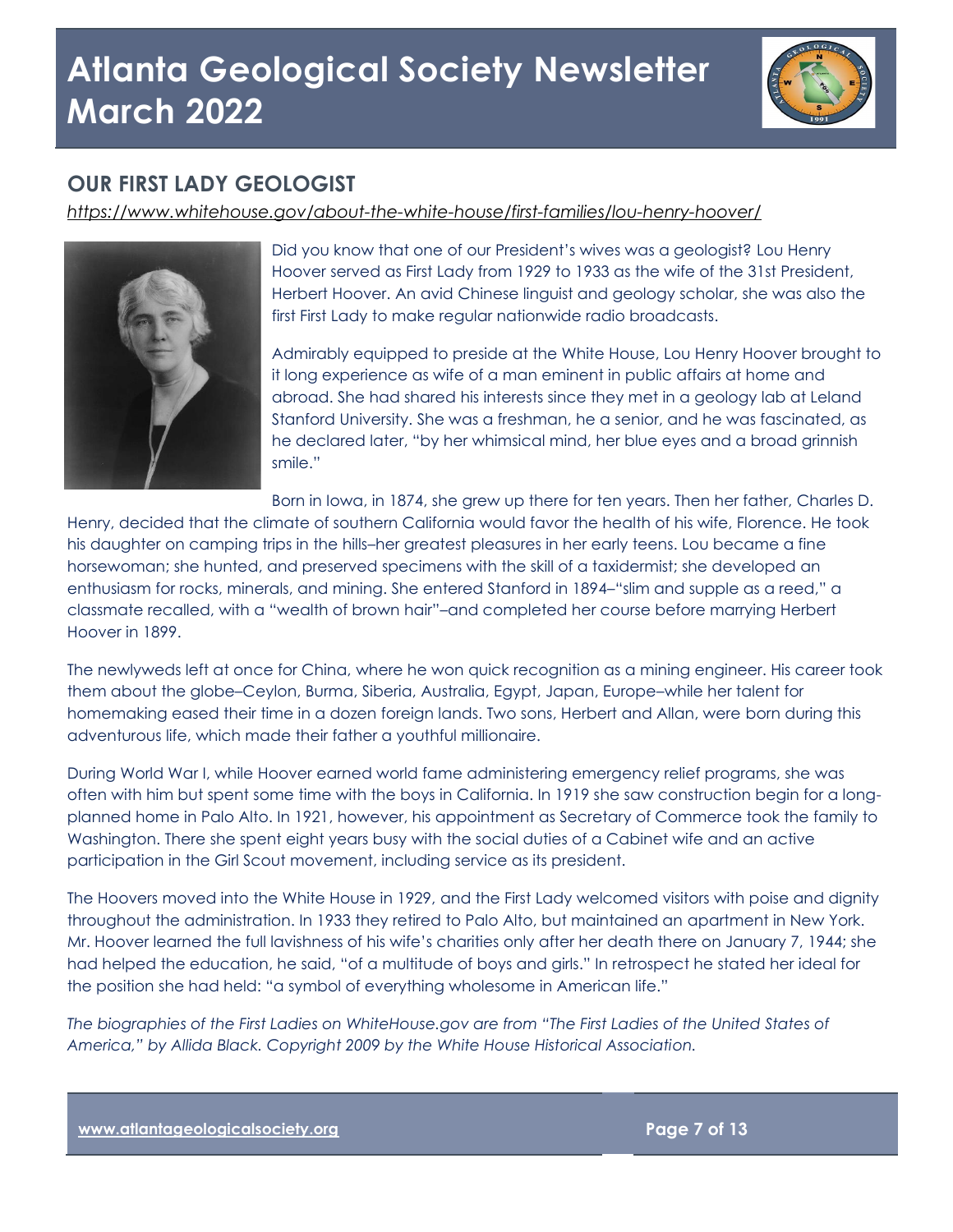# Atlanta Geological Society Newsletter March 2022

## OUR FIRST LADY GEOLOGIST

*https://www.whitehouse.gov/about-the-white-house/first-families/lou-henry-hoover/*

Did you know that one of our President's wives was a geologist? Lou Henry Hoover served as First Lady from 1929 to 1933 as the wife of the 31st President, Herbert Hoover. An avid Chinese linguist and geology scholar, she was also the first First Lady to make regular nationwide radio broadcasts.

Admirably equipped to preside at the White House, Lou Henry Hoover brought to it long experience as wife of a man eminent in public affairs at home and abroad. She had shared his interests since they met in a geology lab at Leland Stanford University. She was a freshman, he a senior, and he was fascinated, as he declared later, "by her whimsical mind, her blue eyes and a broad grinnish smile."

Born in Iowa, in 1874, she grew up there for ten years. Then her father, Charles D. Henry, decided that the climate of southern California would favor the health of his wife, Florence. He took his daughter on camping trips in the hills–her greatest pleasures in her early teens. Lou became a fine horsewoman; she hunted, and preserved specimens with the skill of a taxidermist; she developed an enthusiasm for rocks, minerals, and mining. She entered Stanford in 1894–"slim and supple as a reed," a classmate recalled, with a "wealth of brown hair"–and completed her course before marrying Herbert Hoover in 1899.

The newlyweds left at once for China, where he won quick recognition as a mining engineer. His career took them about the globe–Ceylon, Burma, Siberia, Australia, Egypt, Japan, Europe–while her talent for homemaking eased their time in a dozen foreign lands. Two sons, Herbert and Allan, were born during this adventurous life, which made their father a youthful millionaire.

During World War I, while Hoover earned world fame administering emergency relief programs, she was often with him but spent some time with the boys in California. In 1919 she saw construction begin for a long-planned home in Palo Alto. In 1921, however, his appointment as Secretary of Commerce took the family to Washington. There she spent eight years busy with the social duties of a Cabinet wife and an active participation in the Girl Scout movement, including service as its president.

The Hoovers moved into the White House in 1929, and the First Lady welcomed visitors with poise and dignity throughout the administration. In 1933 they retired to Palo Alto, but maintained an apartment in New York. Mr. Hoover learned the full lavishness of his wife's charities only after her death there on January 7, 1944; she had helped the education, he said, "of a multitude of boys and girls." In retrospect he stated her ideal for the position she had held: "a symbol of everything wholesome in American life."

*The biographies of the First Ladies on WhiteHouse.gov are from "The First Ladies of the United States of America," by Allida Black. Copyright 2009 by the White House Historical Association.*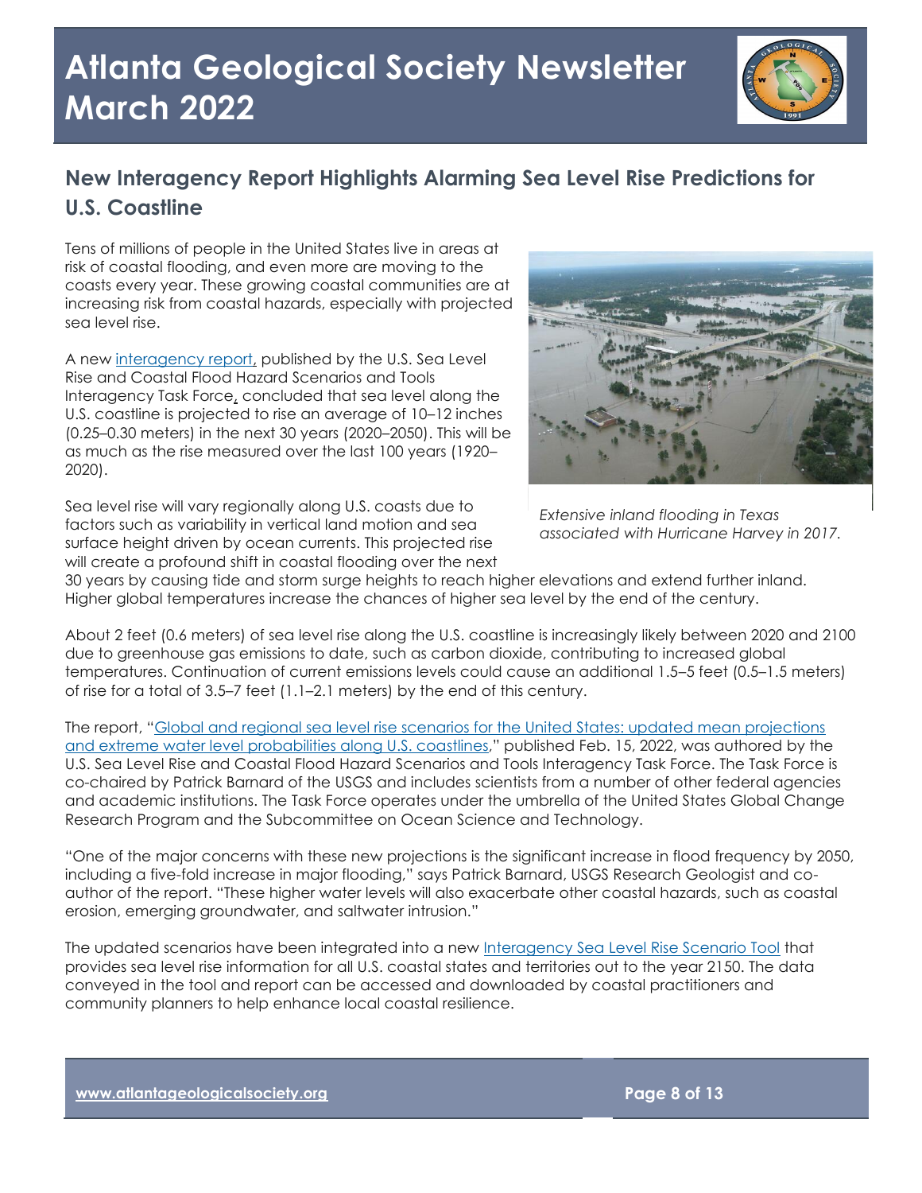## New Interagency Report Highlights Alarming Sea Level Rise Predictions for U.S. Coastline

Tens of millions of people in the United States live in areas at risk of coastal flooding, and even more are moving to the coasts every year. These growing coastal communities are at increasing risk from coastal hazards, especially with projected sea level rise.

A new interagency report, published by the U.S. Sea Level Rise and Coastal Flood Hazard Scenarios and Tools Interagency Task Force, concluded that sea level along the U.S. coastline is projected to rise an average of 10–12 inches (0.25–0.30 meters) in the next 30 years (2020–2050). This will be as much as the rise measured over the last 100 years (1920–2020).

*Extensive inland flooding in Texas associated with Hurricane Harvey in 2017.*

Sea level rise will vary regionally along U.S. coasts due to factors such as variability in vertical land motion and sea surface height driven by ocean currents. This projected rise will create a profound shift in coastal flooding over the next 30 years by causing tide and storm surge heights to reach higher elevations and extend further inland. Higher global temperatures increase the chances of higher sea level by the end of the century.

About 2 feet (0.6 meters) of sea level rise along the U.S. coastline is increasingly likely between 2020 and 2100 due to greenhouse gas emissions to date, such as carbon dioxide, contributing to increased global temperatures. Continuation of current emissions levels could cause an additional 1.5–5 feet (0.5–1.5 meters) of rise for a total of 3.5–7 feet (1.1–2.1 meters) by the end of this century.

The report, "Global and regional sea level rise scenarios for the United States: updated mean projections and extreme water level probabilities along U.S. coastlines," published Feb. 15, 2022, was authored by the U.S. Sea Level Rise and Coastal Flood Hazard Scenarios and Tools Interagency Task Force. The Task Force is co-chaired by Patrick Barnard of the USGS and includes scientists from a number of other federal agencies and academic institutions. The Task Force operates under the umbrella of the United States Global Change Research Program and the Subcommittee on Ocean Science and Technology.

"One of the major concerns with these new projections is the significant increase in flood frequency by 2050, including a five-fold increase in major flooding," says Patrick Barnard, USGS Research Geologist and co-author of the report. "These higher water levels will also exacerbate other coastal hazards, such as coastal erosion, emerging groundwater, and saltwater intrusion."

The updated scenarios have been integrated into a new Interagency Sea Level Rise Scenario Tool that provides sea level rise information for all U.S. coastal states and territories out to the year 2150. The data conveyed in the tool and report can be accessed and downloaded by coastal practitioners and community planners to help enhance local coastal resilience.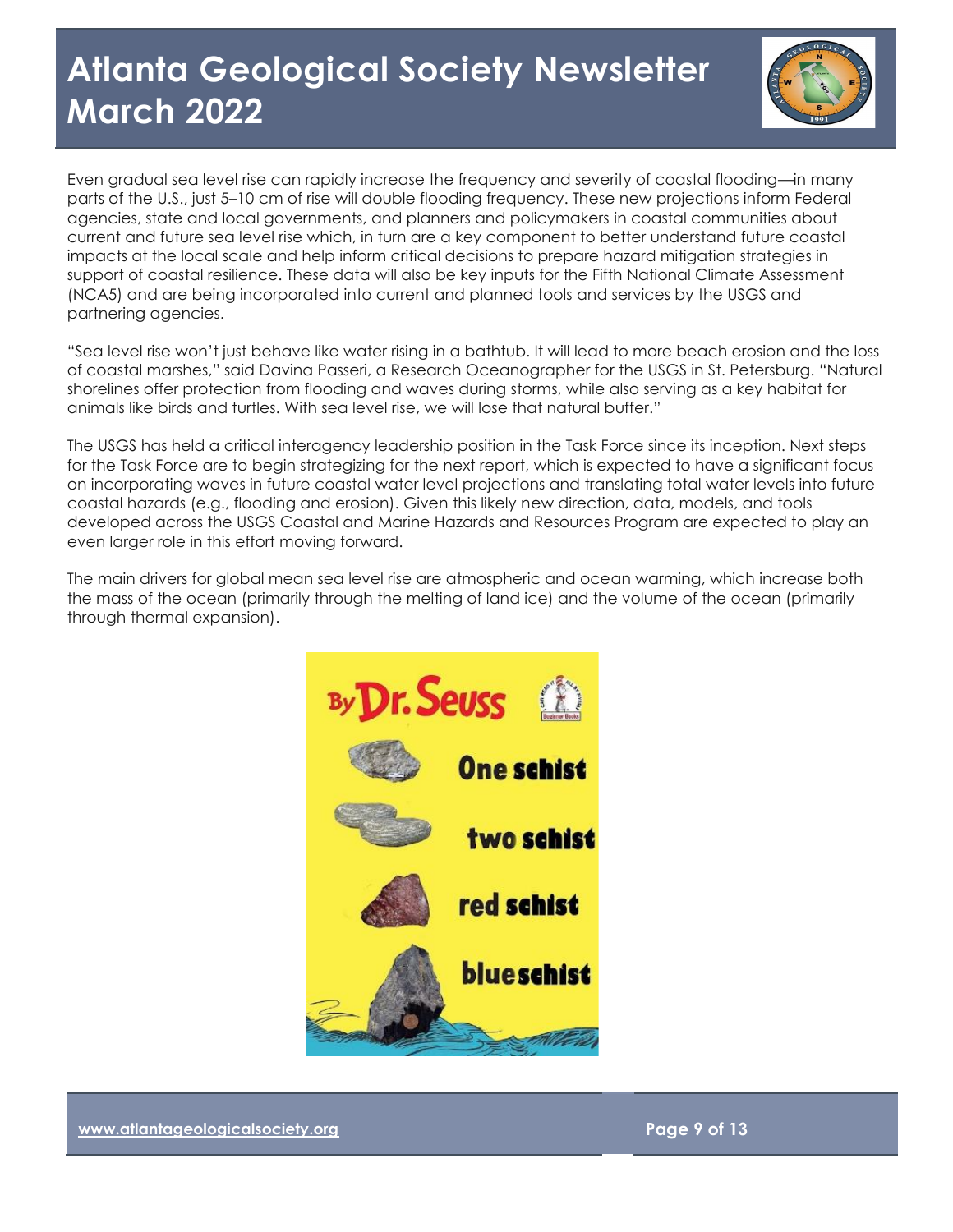Even gradual sea level rise can rapidly increase the frequency and severity of coastal flooding—in many parts of the U.S., just 5–10 cm of rise will double flooding frequency. These new projections inform Federal agencies, state and local governments, and planners and policymakers in coastal communities about current and future sea level rise which, in turn are a key component to better understand future coastal impacts at the local scale and help inform critical decisions to prepare hazard mitigation strategies in support of coastal resilience. These data will also be key inputs for the Fifth National Climate Assessment (NCA5) and are being incorporated into current and planned tools and services by the USGS and partnering agencies.

"Sea level rise won't just behave like water rising in a bathtub. It will lead to more beach erosion and the loss of coastal marshes," said Davina Passeri, a Research Oceanographer for the USGS in St. Petersburg. "Natural shorelines offer protection from flooding and waves during storms, while also serving as a key habitat for animals like birds and turtles. With sea level rise, we will lose that natural buffer."

The USGS has held a critical interagency leadership position in the Task Force since its inception. Next steps for the Task Force are to begin strategizing for the next report, which is expected to have a significant focus on incorporating waves in future coastal water level projections and translating total water levels into future coastal hazards (e.g., flooding and erosion). Given this likely new direction, data, models, and tools developed across the USGS Coastal and Marine Hazards and Resources Program are expected to play an even larger role in this effort moving forward.

The main drivers for global mean sea level rise are atmospheric and ocean warming, which increase both the mass of the ocean (primarily through the melting of land ice) and the volume of the ocean (primarily through thermal expansion).

By Dr. Seuss

One schist

two schist

red schist

blueschist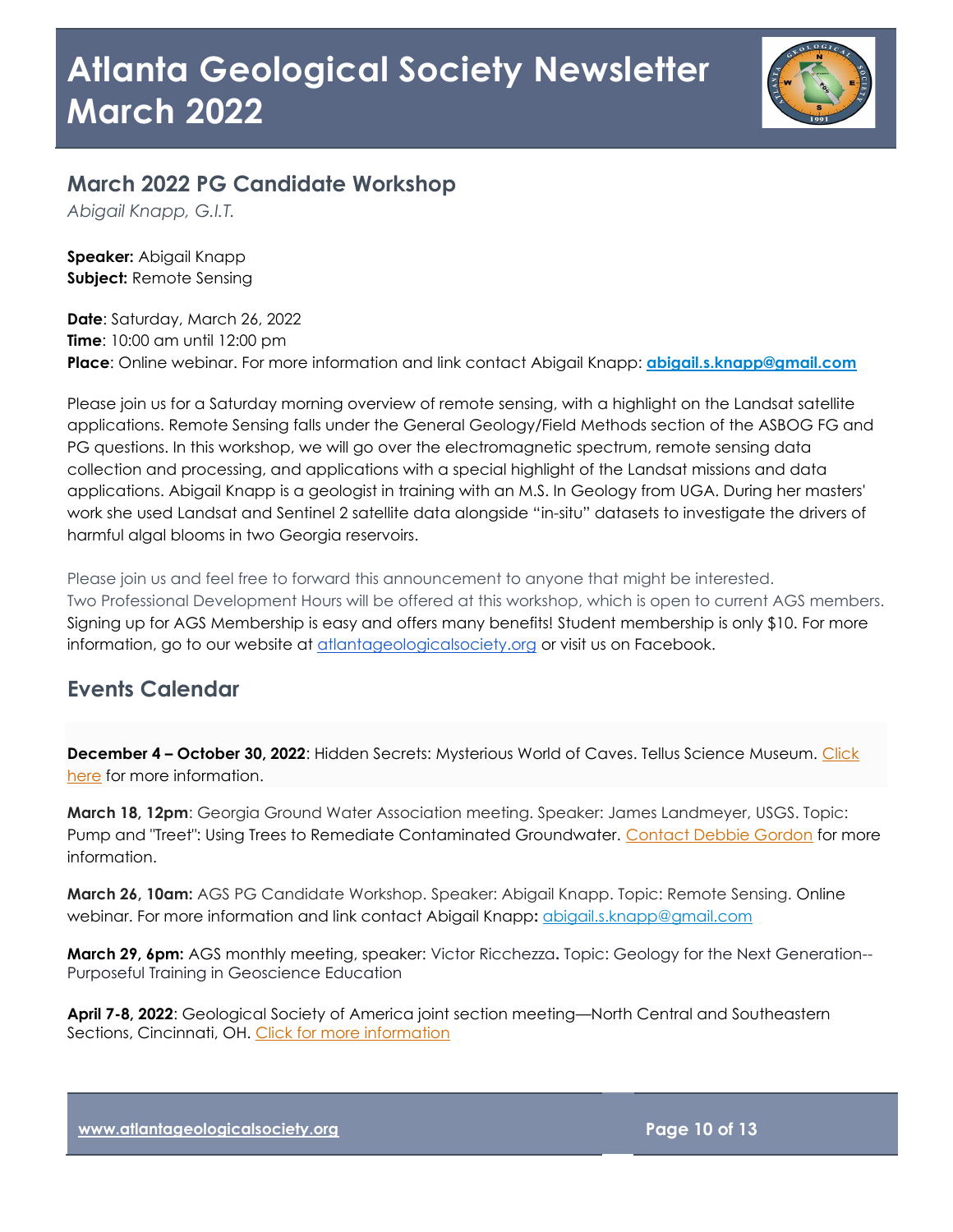# Atlanta Geological Society Newsletter March 2022

## March 2022 PG Candidate Workshop

*Abigail Knapp, G.I.T.*

**Speaker:** Abigail Knapp
**Subject:** Remote Sensing

**Date**: Saturday, March 26, 2022
**Time**: 10:00 am until 12:00 pm
**Place**: Online webinar. For more information and link contact Abigail Knapp: **abigail.s.knapp@gmail.com**

Please join us for a Saturday morning overview of remote sensing, with a highlight on the Landsat satellite applications. Remote Sensing falls under the General Geology/Field Methods section of the ASBOG FG and PG questions. In this workshop, we will go over the electromagnetic spectrum, remote sensing data collection and processing, and applications with a special highlight of the Landsat missions and data applications. Abigail Knapp is a geologist in training with an M.S. In Geology from UGA. During her masters' work she used Landsat and Sentinel 2 satellite data alongside "in-situ" datasets to investigate the drivers of harmful algal blooms in two Georgia reservoirs.

Please join us and feel free to forward this announcement to anyone that might be interested.
Two Professional Development Hours will be offered at this workshop, which is open to current AGS members. Signing up for AGS Membership is easy and offers many benefits! Student membership is only $10. For more information, go to our website at atlantageologicalsociety.org or visit us on Facebook.

## Events Calendar

**December 4 – October 30, 2022**: Hidden Secrets: Mysterious World of Caves. Tellus Science Museum. Click here for more information.

**March 18, 12pm**: Georgia Ground Water Association meeting. Speaker: James Landmeyer, USGS. Topic: Pump and "Treet": Using Trees to Remediate Contaminated Groundwater. Contact Debbie Gordon for more information.

**March 26, 10am:** AGS PG Candidate Workshop. Speaker: Abigail Knapp. Topic: Remote Sensing. Online webinar. For more information and link contact Abigail Knapp**:** abigail.s.knapp@gmail.com

**March 29, 6pm:** AGS monthly meeting, speaker: Victor Ricchezza**.** Topic: Geology for the Next Generation--Purposeful Training in Geoscience Education

**April 7-8, 2022**: Geological Society of America joint section meeting—North Central and Southeastern Sections, Cincinnati, OH. Click for more information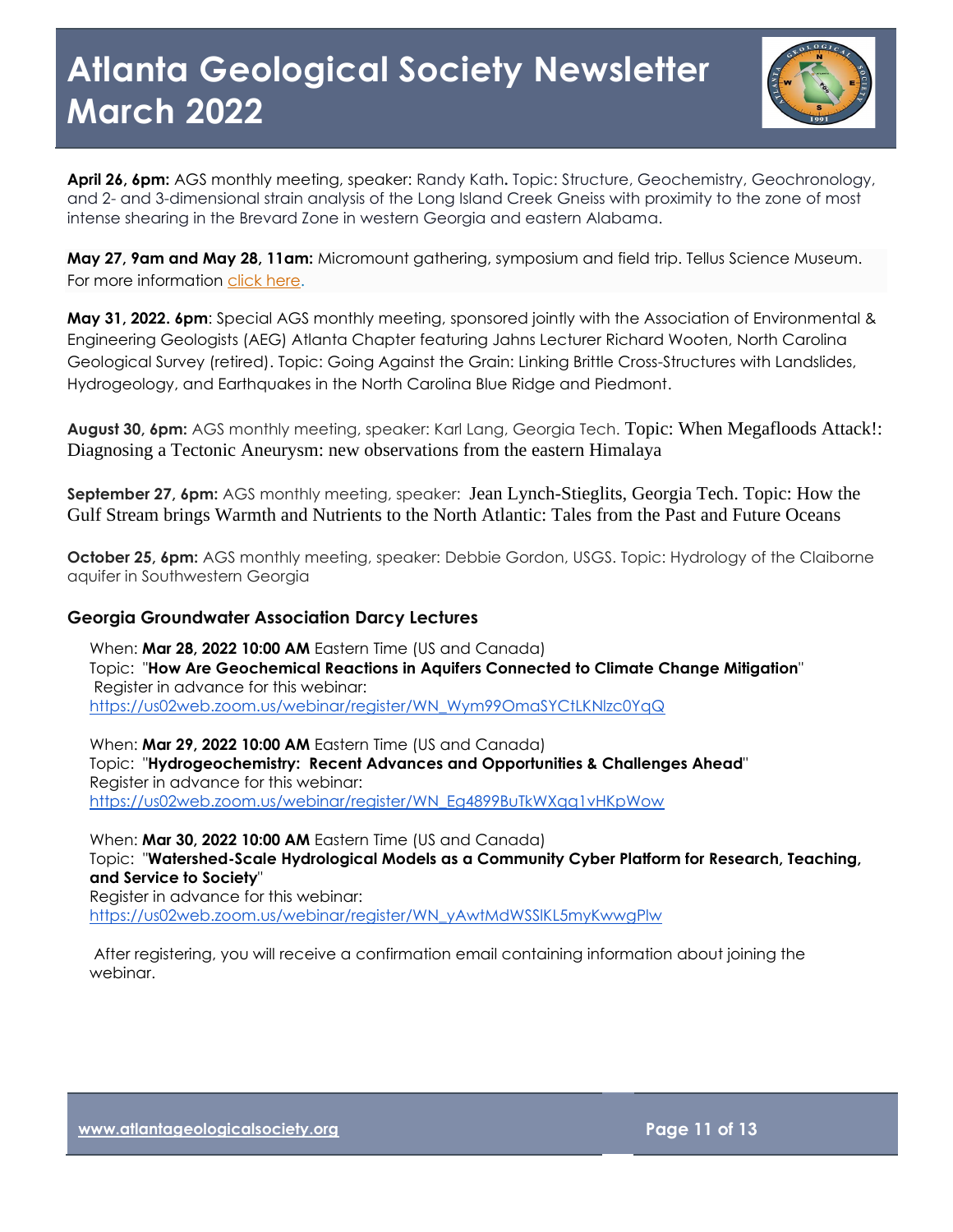**April 26, 6pm:** AGS monthly meeting, speaker: Randy Kath**.** Topic: Structure, Geochemistry, Geochronology, and 2- and 3-dimensional strain analysis of the Long Island Creek Gneiss with proximity to the zone of most intense shearing in the Brevard Zone in western Georgia and eastern Alabama.

**May 27, 9am and May 28, 11am:** Micromount gathering, symposium and field trip. Tellus Science Museum. For more information click here.

**May 31, 2022. 6pm**: Special AGS monthly meeting, sponsored jointly with the Association of Environmental & Engineering Geologists (AEG) Atlanta Chapter featuring Jahns Lecturer Richard Wooten, North Carolina Geological Survey (retired). Topic: Going Against the Grain: Linking Brittle Cross-Structures with Landslides, Hydrogeology, and Earthquakes in the North Carolina Blue Ridge and Piedmont.

**August 30, 6pm:** AGS monthly meeting, speaker: Karl Lang, Georgia Tech. Topic: When Megafloods Attack!: Diagnosing a Tectonic Aneurysm: new observations from the eastern Himalaya

**September 27, 6pm:** AGS monthly meeting, speaker: Jean Lynch-Stieglits, Georgia Tech. Topic: How the Gulf Stream brings Warmth and Nutrients to the North Atlantic: Tales from the Past and Future Oceans

**October 25, 6pm:** AGS monthly meeting, speaker: Debbie Gordon, USGS. Topic: Hydrology of the Claiborne aquifer in Southwestern Georgia

## Georgia Groundwater Association Darcy Lectures

When: **Mar 28, 2022 10:00 AM** Eastern Time (US and Canada)
Topic: "**How Are Geochemical Reactions in Aquifers Connected to Climate Change Mitigation**"
Register in advance for this webinar:
https://us02web.zoom.us/webinar/register/WN_Wym99OmaSYCtLKNlzc0YqQ

When: **Mar 29, 2022 10:00 AM** Eastern Time (US and Canada)
Topic: "**Hydrogeochemistry: Recent Advances and Opportunities & Challenges Ahead**"
Register in advance for this webinar:
https://us02web.zoom.us/webinar/register/WN_Eg4899BuTkWXqq1vHKpWow

When: **Mar 30, 2022 10:00 AM** Eastern Time (US and Canada)
Topic: "**Watershed-Scale Hydrological Models as a Community Cyber Platform for Research, Teaching, and Service to Society**"
Register in advance for this webinar:
https://us02web.zoom.us/webinar/register/WN_yAwtMdWSSlKL5myKwwgPlw

After registering, you will receive a confirmation email containing information about joining the webinar.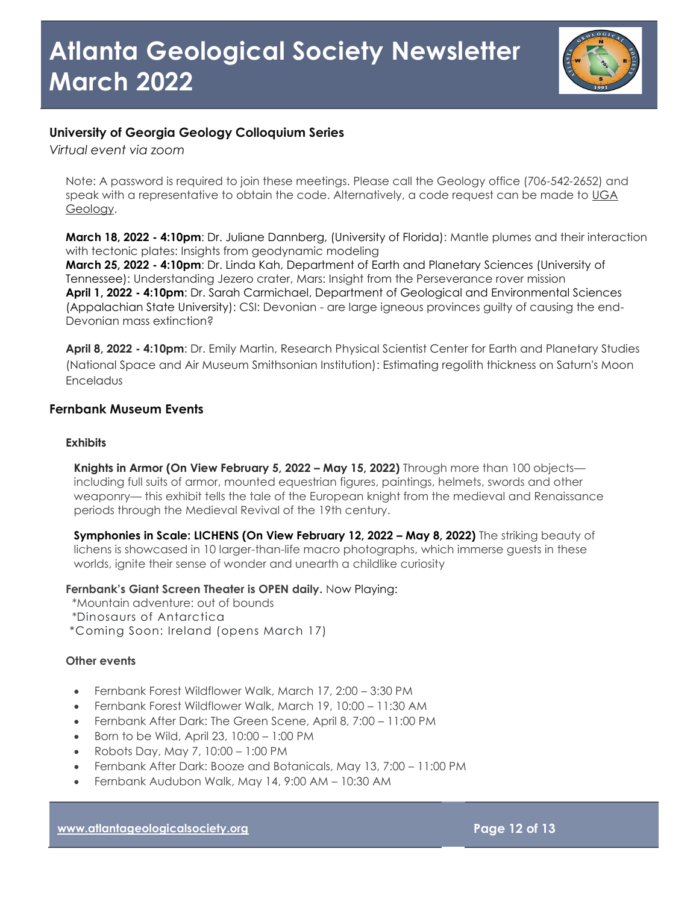## University of Georgia Geology Colloquium Series

*Virtual event via zoom*

Note: A password is required to join these meetings. Please call the Geology office (706-542-2652) and speak with a representative to obtain the code. Alternatively, a code request can be made to UGA Geology.

**March 18, 2022 - 4:10pm**: Dr. Juliane Dannberg, (University of Florida): Mantle plumes and their interaction with tectonic plates: Insights from geodynamic modeling
**March 25, 2022 - 4:10pm**: Dr. Linda Kah, Department of Earth and Planetary Sciences (University of Tennessee): Understanding Jezero crater, Mars: Insight from the Perseverance rover mission
**April 1, 2022 - 4:10pm**: Dr. Sarah Carmichael, Department of Geological and Environmental Sciences (Appalachian State University): CSI: Devonian - are large igneous provinces guilty of causing the end-Devonian mass extinction?

**April 8, 2022 - 4:10pm**: Dr. Emily Martin, Research Physical Scientist Center for Earth and Planetary Studies (National Space and Air Museum Smithsonian Institution): Estimating regolith thickness on Saturn's Moon Enceladus

## Fernbank Museum Events

### Exhibits

**Knights in Armor (On View February 5, 2022 – May 15, 2022)** Through more than 100 objects—including full suits of armor, mounted equestrian figures, paintings, helmets, swords and other weaponry— this exhibit tells the tale of the European knight from the medieval and Renaissance periods through the Medieval Revival of the 19th century.

**Symphonies in Scale: LICHENS (On View February 12, 2022 – May 8, 2022)** The striking beauty of lichens is showcased in 10 larger-than-life macro photographs, which immerse guests in these worlds, ignite their sense of wonder and unearth a childlike curiosity

**Fernbank's Giant Screen Theater is OPEN daily.** Now Playing:
*Mountain adventure: out of bounds
*Dinosaurs of Antarctica
*Coming Soon: Ireland (opens March 17)

### Other events

- Fernbank Forest Wildflower Walk, March 17, 2:00 – 3:30 PM
- Fernbank Forest Wildflower Walk, March 19, 10:00 – 11:30 AM
- Fernbank After Dark: The Green Scene, April 8, 7:00 – 11:00 PM
- Born to be Wild, April 23, 10:00 – 1:00 PM
- Robots Day, May 7, 10:00 – 1:00 PM
- Fernbank After Dark: Booze and Botanicals, May 13, 7:00 – 11:00 PM
- Fernbank Audubon Walk, May 14, 9:00 AM – 10:30 AM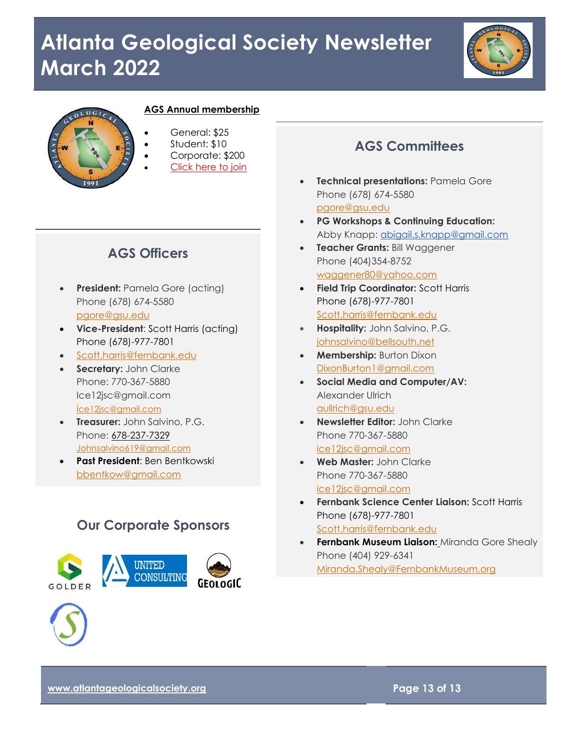# Atlanta Geological Society Newsletter March 2022

**AGS Annual membership**

- General: $25
- Student: $10
- Corporate: $200
- Click here to join

## AGS Officers

- **President:** Pamela Gore (acting) Phone (678) 674-5580 pgore@gsu.edu
- **Vice-President**: Scott Harris (acting) Phone (678)-977-7801
- Scott.harris@fernbank.edu
- **Secretary:** John Clarke Phone: 770-367-5880 Ice12jsc@gmail.com ice12jsc@gmail.com
- **Treasurer:** John Salvino, P.G. Phone: 678-237-7329 Johnsalvino619@gmail.com
- **Past President**: Ben Bentkowski bbentkow@gmail.com

## Our Corporate Sponsors

GOLDER

UNITED CONSULTING

GEOLOGIC

## AGS Committees

- **Technical presentations:** Pamela Gore Phone (678) 674-5580 pgore@gsu.edu
- **PG Workshops & Continuing Education:** Abby Knapp: abigail.s.knapp@gmail.com
- **Teacher Grants:** Bill Waggener Phone (404)354-8752 waggener80@yahoo.com
- **Field Trip Coordinator:** Scott Harris Phone (678)-977-7801 Scott.harris@fernbank.edu
- **Hospitality:** John Salvino, P.G. johnsalvino@bellsouth.net
- **Membership:** Burton Dixon DixonBurton1@gmail.com
- **Social Media and Computer/AV:** Alexander Ulrich aullrich@gsu.edu
- **Newsletter Editor:** John Clarke Phone 770-367-5880 ice12jsc@gmail.com
- **Web Master:** John Clarke Phone 770-367-5880 ice12jsc@gmail.com
- **Fernbank Science Center Liaison:** Scott Harris Phone (678)-977-7801 Scott.harris@fernbank.edu
- **Fernbank Museum Liaison:** Miranda Gore Shealy Phone (404) 929-6341 Miranda.Shealy@FernbankMuseum.org

www.atlantageologicalsociety.org